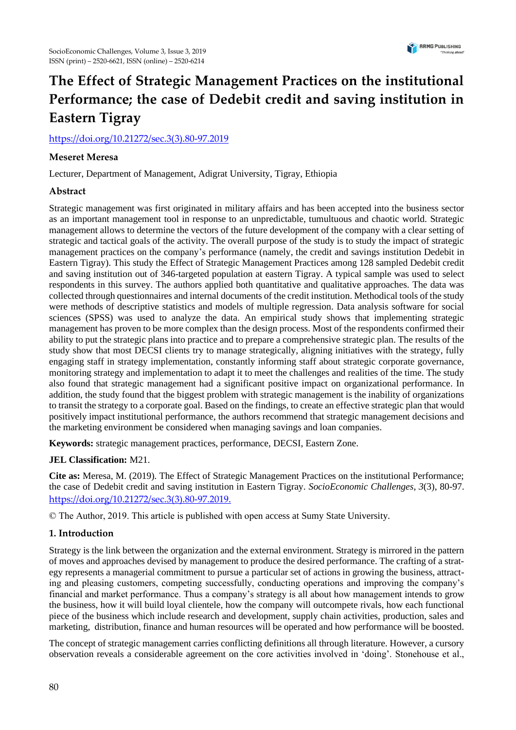# The Effect of Strategic Management Practices on the institutional Performance; the case of Dedebit credit and saving institution in Eastern Tigray

https://doi.org/10.21272/sec.3(3).80-97.2019

**Meseret Meresa**

Lecturer, Department of Management, Adigrat University, Tigray, Ethiopia

**Abstract**

Strategic management was first originated in military affairs and has been accepted into the business sector as an important management tool in response to an unpredictable, tumultuous and chaotic world. Strategic management allows to determine the vectors of the future development of the company with a clear setting of strategic and tactical goals of the activity. The overall purpose of the study is to study the impact of strategic management practices on the company's performance (namely, the credit and savings institution Dedebit in Eastern Tigray). This study the Effect of Strategic Management Practices among 128 sampled Dedebit credit and saving institution out of 346-targeted population at eastern Tigray. A typical sample was used to select respondents in this survey. The authors applied both quantitative and qualitative approaches. The data was collected through questionnaires and internal documents of the credit institution. Methodical tools of the study were methods of descriptive statistics and models of multiple regression. Data analysis software for social sciences (SPSS) was used to analyze the data. An empirical study shows that implementing strategic management has proven to be more complex than the design process. Most of the respondents confirmed their ability to put the strategic plans into practice and to prepare a comprehensive strategic plan. The results of the study show that most DECSI clients try to manage strategically, aligning initiatives with the strategy, fully engaging staff in strategy implementation, constantly informing staff about strategic corporate governance, monitoring strategy and implementation to adapt it to meet the challenges and realities of the time. The study also found that strategic management had a significant positive impact on organizational performance. In addition, the study found that the biggest problem with strategic management is the inability of organizations to transit the strategy to a corporate goal. Based on the findings, to create an effective strategic plan that would positively impact institutional performance, the authors recommend that strategic management decisions and the marketing environment be considered when managing savings and loan companies.

**Keywords:** strategic management practices, performance, DECSI, Eastern Zone.

**JEL Classification:** M21.

**Cite as:** Meresa, M. (2019). The Effect of Strategic Management Practices on the institutional Performance; the case of Dedebit credit and saving institution in Eastern Tigray. *SocioEconomic Challenges*, *3*(3), 80-97. https://doi.org/10.21272/sec.3(3).80-97.2019.

© The Author, 2019. This article is published with open access at Sumy State University.

## 1. Introduction

Strategy is the link between the organization and the external environment. Strategy is mirrored in the pattern of moves and approaches devised by management to produce the desired performance. The crafting of a strategy represents a managerial commitment to pursue a particular set of actions in growing the business, attracting and pleasing customers, competing successfully, conducting operations and improving the company's financial and market performance. Thus a company's strategy is all about how management intends to grow the business, how it will build loyal clientele, how the company will outcompete rivals, how each functional piece of the business which include research and development, supply chain activities, production, sales and marketing, distribution, finance and human resources will be operated and how performance will be boosted.

The concept of strategic management carries conflicting definitions all through literature. However, a cursory observation reveals a considerable agreement on the core activities involved in 'doing'. Stonehouse et al.,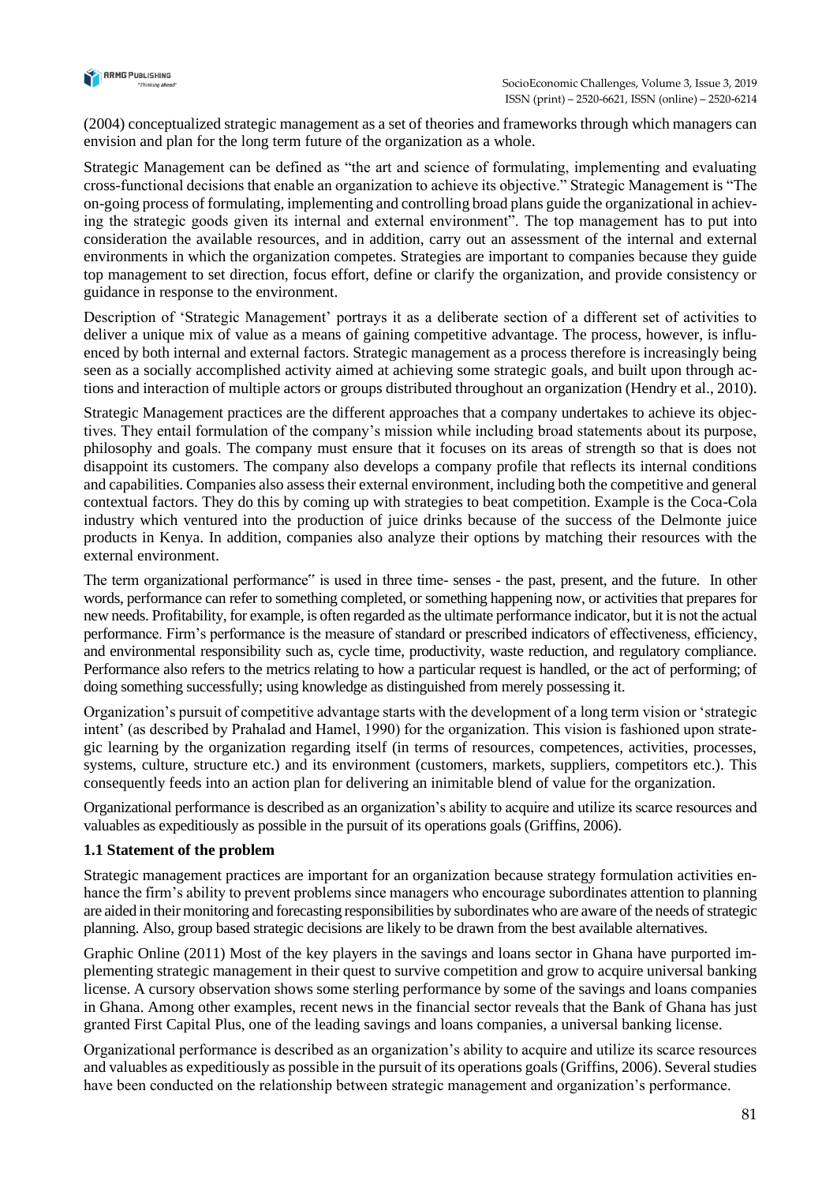(2004) conceptualized strategic management as a set of theories and frameworks through which managers can envision and plan for the long term future of the organization as a whole.

Strategic Management can be defined as "the art and science of formulating, implementing and evaluating cross-functional decisions that enable an organization to achieve its objective." Strategic Management is "The on-going process of formulating, implementing and controlling broad plans guide the organizational in achieving the strategic goods given its internal and external environment". The top management has to put into consideration the available resources, and in addition, carry out an assessment of the internal and external environments in which the organization competes. Strategies are important to companies because they guide top management to set direction, focus effort, define or clarify the organization, and provide consistency or guidance in response to the environment.

Description of 'Strategic Management' portrays it as a deliberate section of a different set of activities to deliver a unique mix of value as a means of gaining competitive advantage. The process, however, is influenced by both internal and external factors. Strategic management as a process therefore is increasingly being seen as a socially accomplished activity aimed at achieving some strategic goals, and built upon through actions and interaction of multiple actors or groups distributed throughout an organization (Hendry et al., 2010).

Strategic Management practices are the different approaches that a company undertakes to achieve its objectives. They entail formulation of the company's mission while including broad statements about its purpose, philosophy and goals. The company must ensure that it focuses on its areas of strength so that is does not disappoint its customers. The company also develops a company profile that reflects its internal conditions and capabilities. Companies also assess their external environment, including both the competitive and general contextual factors. They do this by coming up with strategies to beat competition. Example is the Coca-Cola industry which ventured into the production of juice drinks because of the success of the Delmonte juice products in Kenya. In addition, companies also analyze their options by matching their resources with the external environment.

The term organizational performance" is used in three time- senses - the past, present, and the future. In other words, performance can refer to something completed, or something happening now, or activities that prepares for new needs. Profitability, for example, is often regarded as the ultimate performance indicator, but it is not the actual performance. Firm's performance is the measure of standard or prescribed indicators of effectiveness, efficiency, and environmental responsibility such as, cycle time, productivity, waste reduction, and regulatory compliance. Performance also refers to the metrics relating to how a particular request is handled, or the act of performing; of doing something successfully; using knowledge as distinguished from merely possessing it.

Organization's pursuit of competitive advantage starts with the development of a long term vision or 'strategic intent' (as described by Prahalad and Hamel, 1990) for the organization. This vision is fashioned upon strategic learning by the organization regarding itself (in terms of resources, competences, activities, processes, systems, culture, structure etc.) and its environment (customers, markets, suppliers, competitors etc.). This consequently feeds into an action plan for delivering an inimitable blend of value for the organization.

Organizational performance is described as an organization's ability to acquire and utilize its scarce resources and valuables as expeditiously as possible in the pursuit of its operations goals (Griffins, 2006).

### 1.1 Statement of the problem

Strategic management practices are important for an organization because strategy formulation activities enhance the firm's ability to prevent problems since managers who encourage subordinates attention to planning are aided in their monitoring and forecasting responsibilities by subordinates who are aware of the needs of strategic planning. Also, group based strategic decisions are likely to be drawn from the best available alternatives.

Graphic Online (2011) Most of the key players in the savings and loans sector in Ghana have purported implementing strategic management in their quest to survive competition and grow to acquire universal banking license. A cursory observation shows some sterling performance by some of the savings and loans companies in Ghana. Among other examples, recent news in the financial sector reveals that the Bank of Ghana has just granted First Capital Plus, one of the leading savings and loans companies, a universal banking license.

Organizational performance is described as an organization's ability to acquire and utilize its scarce resources and valuables as expeditiously as possible in the pursuit of its operations goals (Griffins, 2006). Several studies have been conducted on the relationship between strategic management and organization's performance.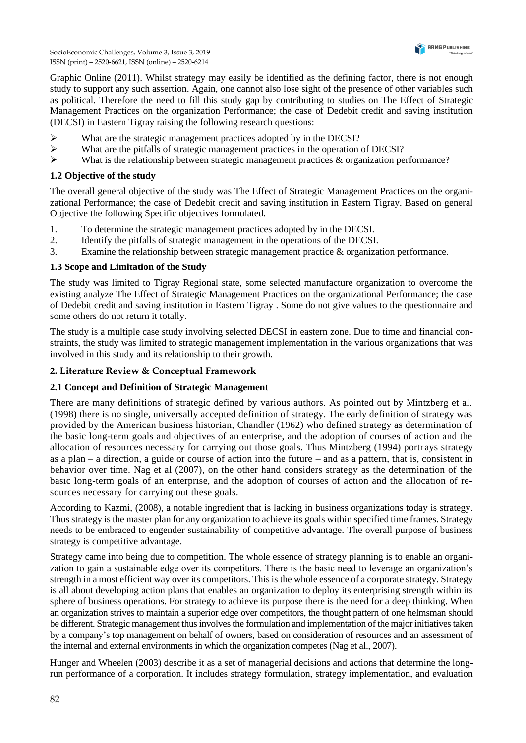Graphic Online (2011). Whilst strategy may easily be identified as the defining factor, there is not enough study to support any such assertion. Again, one cannot also lose sight of the presence of other variables such as political. Therefore the need to fill this study gap by contributing to studies on The Effect of Strategic Management Practices on the organization Performance; the case of Dedebit credit and saving institution (DECSI) in Eastern Tigray raising the following research questions:

- What are the strategic management practices adopted by in the DECSI?
- What are the pitfalls of strategic management practices in the operation of DECSI?
- What is the relationship between strategic management practices & organization performance?

### 1.2 Objective of the study

The overall general objective of the study was The Effect of Strategic Management Practices on the organizational Performance; the case of Dedebit credit and saving institution in Eastern Tigray. Based on general Objective the following Specific objectives formulated.

1. To determine the strategic management practices adopted by in the DECSI.
2. Identify the pitfalls of strategic management in the operations of the DECSI.
3. Examine the relationship between strategic management practice & organization performance.

### 1.3 Scope and Limitation of the Study

The study was limited to Tigray Regional state, some selected manufacture organization to overcome the existing analyze The Effect of Strategic Management Practices on the organizational Performance; the case of Dedebit credit and saving institution in Eastern Tigray . Some do not give values to the questionnaire and some others do not return it totally.

The study is a multiple case study involving selected DECSI in eastern zone. Due to time and financial constraints, the study was limited to strategic management implementation in the various organizations that was involved in this study and its relationship to their growth.

## 2. Literature Review & Conceptual Framework

### 2.1 Concept and Definition of Strategic Management

There are many definitions of strategic defined by various authors. As pointed out by Mintzberg et al. (1998) there is no single, universally accepted definition of strategy. The early definition of strategy was provided by the American business historian, Chandler (1962) who defined strategy as determination of the basic long-term goals and objectives of an enterprise, and the adoption of courses of action and the allocation of resources necessary for carrying out those goals. Thus Mintzberg (1994) portrays strategy as a plan – a direction, a guide or course of action into the future – and as a pattern, that is, consistent in behavior over time. Nag et al (2007), on the other hand considers strategy as the determination of the basic long-term goals of an enterprise, and the adoption of courses of action and the allocation of resources necessary for carrying out these goals.

According to Kazmi, (2008), a notable ingredient that is lacking in business organizations today is strategy. Thus strategy is the master plan for any organization to achieve its goals within specified time frames. Strategy needs to be embraced to engender sustainability of competitive advantage. The overall purpose of business strategy is competitive advantage.

Strategy came into being due to competition. The whole essence of strategy planning is to enable an organization to gain a sustainable edge over its competitors. There is the basic need to leverage an organization's strength in a most efficient way over its competitors. This is the whole essence of a corporate strategy. Strategy is all about developing action plans that enables an organization to deploy its enterprising strength within its sphere of business operations. For strategy to achieve its purpose there is the need for a deep thinking. When an organization strives to maintain a superior edge over competitors, the thought pattern of one helmsman should be different. Strategic management thus involves the formulation and implementation of the major initiatives taken by a company's top management on behalf of owners, based on consideration of resources and an assessment of the internal and external environments in which the organization competes (Nag et al., 2007).

Hunger and Wheelen (2003) describe it as a set of managerial decisions and actions that determine the long-run performance of a corporation. It includes strategy formulation, strategy implementation, and evaluation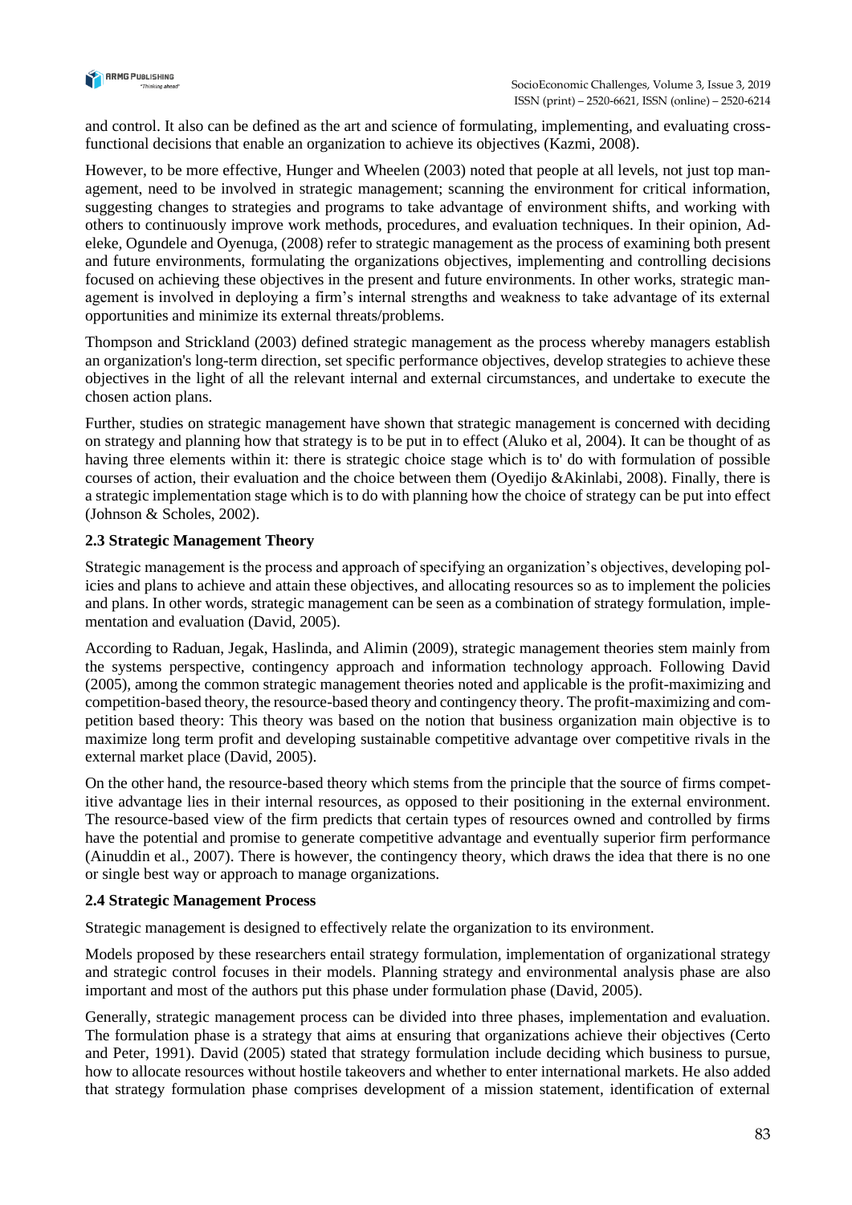and control. It also can be defined as the art and science of formulating, implementing, and evaluating cross-functional decisions that enable an organization to achieve its objectives (Kazmi, 2008).

However, to be more effective, Hunger and Wheelen (2003) noted that people at all levels, not just top management, need to be involved in strategic management; scanning the environment for critical information, suggesting changes to strategies and programs to take advantage of environment shifts, and working with others to continuously improve work methods, procedures, and evaluation techniques. In their opinion, Adeleke, Ogundele and Oyenuga, (2008) refer to strategic management as the process of examining both present and future environments, formulating the organizations objectives, implementing and controlling decisions focused on achieving these objectives in the present and future environments. In other works, strategic management is involved in deploying a firm's internal strengths and weakness to take advantage of its external opportunities and minimize its external threats/problems.

Thompson and Strickland (2003) defined strategic management as the process whereby managers establish an organization's long-term direction, set specific performance objectives, develop strategies to achieve these objectives in the light of all the relevant internal and external circumstances, and undertake to execute the chosen action plans.

Further, studies on strategic management have shown that strategic management is concerned with deciding on strategy and planning how that strategy is to be put in to effect (Aluko et al, 2004). It can be thought of as having three elements within it: there is strategic choice stage which is to' do with formulation of possible courses of action, their evaluation and the choice between them (Oyedijo &Akinlabi, 2008). Finally, there is a strategic implementation stage which is to do with planning how the choice of strategy can be put into effect (Johnson & Scholes, 2002).

**2.3 Strategic Management Theory**

Strategic management is the process and approach of specifying an organization's objectives, developing policies and plans to achieve and attain these objectives, and allocating resources so as to implement the policies and plans. In other words, strategic management can be seen as a combination of strategy formulation, implementation and evaluation (David, 2005).

According to Raduan, Jegak, Haslinda, and Alimin (2009), strategic management theories stem mainly from the systems perspective, contingency approach and information technology approach. Following David (2005), among the common strategic management theories noted and applicable is the profit-maximizing and competition-based theory, the resource-based theory and contingency theory. The profit-maximizing and competition based theory: This theory was based on the notion that business organization main objective is to maximize long term profit and developing sustainable competitive advantage over competitive rivals in the external market place (David, 2005).

On the other hand, the resource-based theory which stems from the principle that the source of firms competitive advantage lies in their internal resources, as opposed to their positioning in the external environment. The resource-based view of the firm predicts that certain types of resources owned and controlled by firms have the potential and promise to generate competitive advantage and eventually superior firm performance (Ainuddin et al., 2007). There is however, the contingency theory, which draws the idea that there is no one or single best way or approach to manage organizations.

**2.4 Strategic Management Process**

Strategic management is designed to effectively relate the organization to its environment.

Models proposed by these researchers entail strategy formulation, implementation of organizational strategy and strategic control focuses in their models. Planning strategy and environmental analysis phase are also important and most of the authors put this phase under formulation phase (David, 2005).

Generally, strategic management process can be divided into three phases, implementation and evaluation. The formulation phase is a strategy that aims at ensuring that organizations achieve their objectives (Certo and Peter, 1991). David (2005) stated that strategy formulation include deciding which business to pursue, how to allocate resources without hostile takeovers and whether to enter international markets. He also added that strategy formulation phase comprises development of a mission statement, identification of external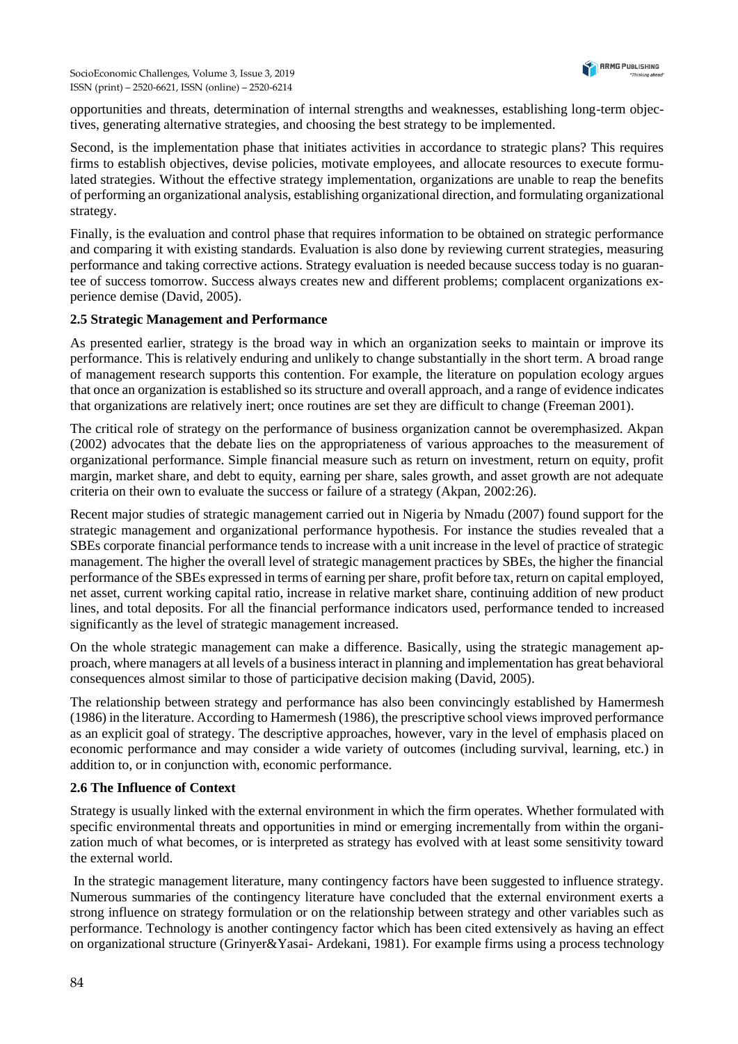opportunities and threats, determination of internal strengths and weaknesses, establishing long-term objectives, generating alternative strategies, and choosing the best strategy to be implemented.

Second, is the implementation phase that initiates activities in accordance to strategic plans? This requires firms to establish objectives, devise policies, motivate employees, and allocate resources to execute formulated strategies. Without the effective strategy implementation, organizations are unable to reap the benefits of performing an organizational analysis, establishing organizational direction, and formulating organizational strategy.

Finally, is the evaluation and control phase that requires information to be obtained on strategic performance and comparing it with existing standards. Evaluation is also done by reviewing current strategies, measuring performance and taking corrective actions. Strategy evaluation is needed because success today is no guarantee of success tomorrow. Success always creates new and different problems; complacent organizations experience demise (David, 2005).

### 2.5 Strategic Management and Performance

As presented earlier, strategy is the broad way in which an organization seeks to maintain or improve its performance. This is relatively enduring and unlikely to change substantially in the short term. A broad range of management research supports this contention. For example, the literature on population ecology argues that once an organization is established so its structure and overall approach, and a range of evidence indicates that organizations are relatively inert; once routines are set they are difficult to change (Freeman 2001).

The critical role of strategy on the performance of business organization cannot be overemphasized. Akpan (2002) advocates that the debate lies on the appropriateness of various approaches to the measurement of organizational performance. Simple financial measure such as return on investment, return on equity, profit margin, market share, and debt to equity, earning per share, sales growth, and asset growth are not adequate criteria on their own to evaluate the success or failure of a strategy (Akpan, 2002:26).

Recent major studies of strategic management carried out in Nigeria by Nmadu (2007) found support for the strategic management and organizational performance hypothesis. For instance the studies revealed that a SBEs corporate financial performance tends to increase with a unit increase in the level of practice of strategic management. The higher the overall level of strategic management practices by SBEs, the higher the financial performance of the SBEs expressed in terms of earning per share, profit before tax, return on capital employed, net asset, current working capital ratio, increase in relative market share, continuing addition of new product lines, and total deposits. For all the financial performance indicators used, performance tended to increased significantly as the level of strategic management increased.

On the whole strategic management can make a difference. Basically, using the strategic management approach, where managers at all levels of a business interact in planning and implementation has great behavioral consequences almost similar to those of participative decision making (David, 2005).

The relationship between strategy and performance has also been convincingly established by Hamermesh (1986) in the literature. According to Hamermesh (1986), the prescriptive school views improved performance as an explicit goal of strategy. The descriptive approaches, however, vary in the level of emphasis placed on economic performance and may consider a wide variety of outcomes (including survival, learning, etc.) in addition to, or in conjunction with, economic performance.

### 2.6 The Influence of Context

Strategy is usually linked with the external environment in which the firm operates. Whether formulated with specific environmental threats and opportunities in mind or emerging incrementally from within the organization much of what becomes, or is interpreted as strategy has evolved with at least some sensitivity toward the external world.

In the strategic management literature, many contingency factors have been suggested to influence strategy. Numerous summaries of the contingency literature have concluded that the external environment exerts a strong influence on strategy formulation or on the relationship between strategy and other variables such as performance. Technology is another contingency factor which has been cited extensively as having an effect on organizational structure (Grinyer&Yasai- Ardekani, 1981). For example firms using a process technology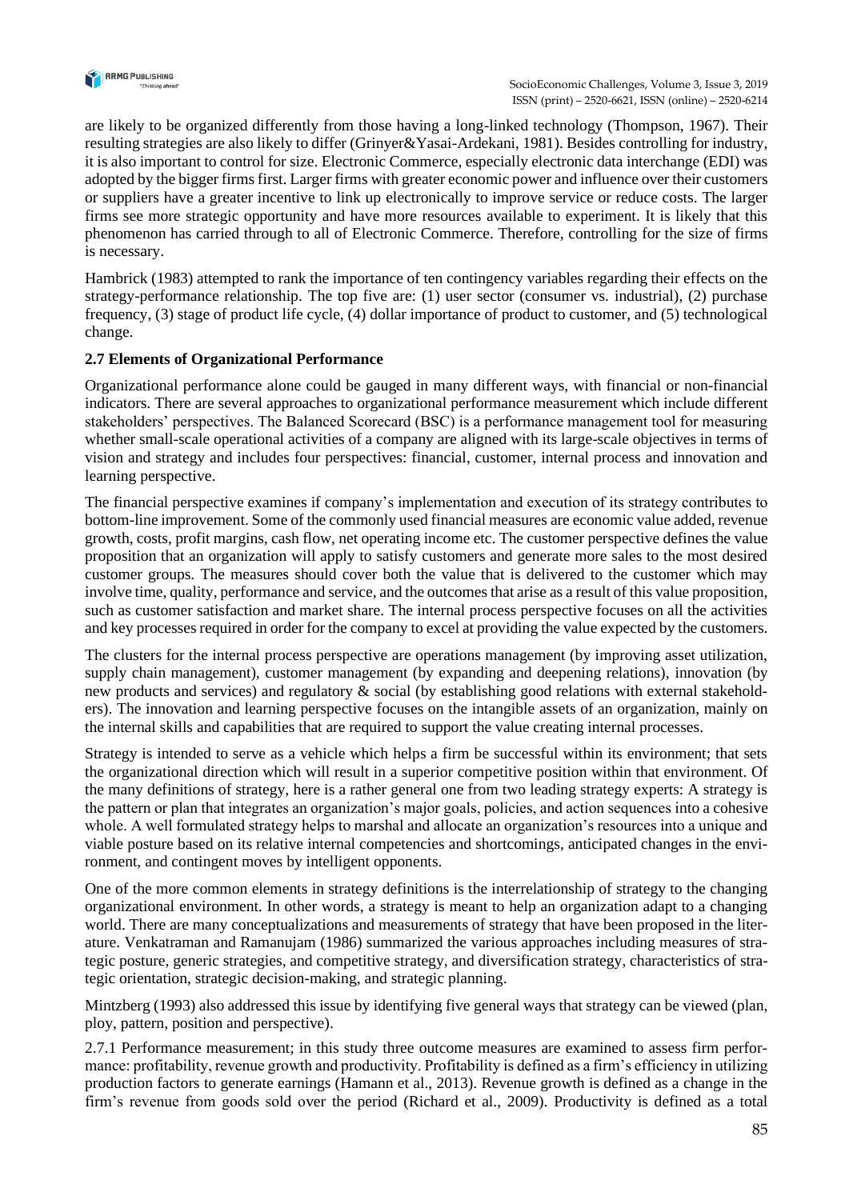are likely to be organized differently from those having a long-linked technology (Thompson, 1967). Their resulting strategies are also likely to differ (Grinyer&Yasai-Ardekani, 1981). Besides controlling for industry, it is also important to control for size. Electronic Commerce, especially electronic data interchange (EDI) was adopted by the bigger firms first. Larger firms with greater economic power and influence over their customers or suppliers have a greater incentive to link up electronically to improve service or reduce costs. The larger firms see more strategic opportunity and have more resources available to experiment. It is likely that this phenomenon has carried through to all of Electronic Commerce. Therefore, controlling for the size of firms is necessary.

Hambrick (1983) attempted to rank the importance of ten contingency variables regarding their effects on the strategy-performance relationship. The top five are: (1) user sector (consumer vs. industrial), (2) purchase frequency, (3) stage of product life cycle, (4) dollar importance of product to customer, and (5) technological change.

### 2.7 Elements of Organizational Performance

Organizational performance alone could be gauged in many different ways, with financial or non-financial indicators. There are several approaches to organizational performance measurement which include different stakeholders' perspectives. The Balanced Scorecard (BSC) is a performance management tool for measuring whether small-scale operational activities of a company are aligned with its large-scale objectives in terms of vision and strategy and includes four perspectives: financial, customer, internal process and innovation and learning perspective.

The financial perspective examines if company's implementation and execution of its strategy contributes to bottom-line improvement. Some of the commonly used financial measures are economic value added, revenue growth, costs, profit margins, cash flow, net operating income etc. The customer perspective defines the value proposition that an organization will apply to satisfy customers and generate more sales to the most desired customer groups. The measures should cover both the value that is delivered to the customer which may involve time, quality, performance and service, and the outcomes that arise as a result of this value proposition, such as customer satisfaction and market share. The internal process perspective focuses on all the activities and key processes required in order for the company to excel at providing the value expected by the customers.

The clusters for the internal process perspective are operations management (by improving asset utilization, supply chain management), customer management (by expanding and deepening relations), innovation (by new products and services) and regulatory & social (by establishing good relations with external stakeholders). The innovation and learning perspective focuses on the intangible assets of an organization, mainly on the internal skills and capabilities that are required to support the value creating internal processes.

Strategy is intended to serve as a vehicle which helps a firm be successful within its environment; that sets the organizational direction which will result in a superior competitive position within that environment. Of the many definitions of strategy, here is a rather general one from two leading strategy experts: A strategy is the pattern or plan that integrates an organization's major goals, policies, and action sequences into a cohesive whole. A well formulated strategy helps to marshal and allocate an organization's resources into a unique and viable posture based on its relative internal competencies and shortcomings, anticipated changes in the environment, and contingent moves by intelligent opponents.

One of the more common elements in strategy definitions is the interrelationship of strategy to the changing organizational environment. In other words, a strategy is meant to help an organization adapt to a changing world. There are many conceptualizations and measurements of strategy that have been proposed in the literature. Venkatraman and Ramanujam (1986) summarized the various approaches including measures of strategic posture, generic strategies, and competitive strategy, and diversification strategy, characteristics of strategic orientation, strategic decision-making, and strategic planning.

Mintzberg (1993) also addressed this issue by identifying five general ways that strategy can be viewed (plan, ploy, pattern, position and perspective).

2.7.1 Performance measurement; in this study three outcome measures are examined to assess firm performance: profitability, revenue growth and productivity. Profitability is defined as a firm's efficiency in utilizing production factors to generate earnings (Hamann et al., 2013). Revenue growth is defined as a change in the firm's revenue from goods sold over the period (Richard et al., 2009). Productivity is defined as a total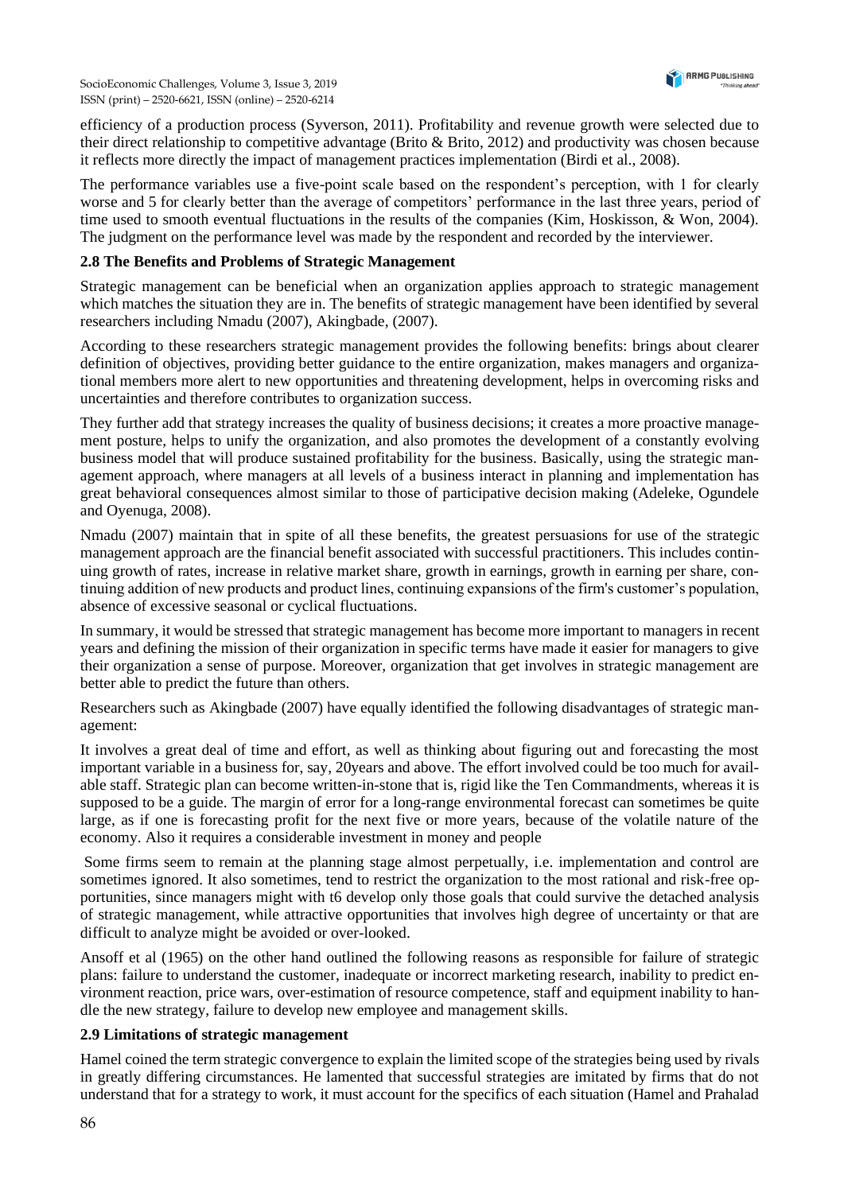efficiency of a production process (Syverson, 2011). Profitability and revenue growth were selected due to their direct relationship to competitive advantage (Brito & Brito, 2012) and productivity was chosen because it reflects more directly the impact of management practices implementation (Birdi et al., 2008).

The performance variables use a five-point scale based on the respondent's perception, with 1 for clearly worse and 5 for clearly better than the average of competitors' performance in the last three years, period of time used to smooth eventual fluctuations in the results of the companies (Kim, Hoskisson, & Won, 2004). The judgment on the performance level was made by the respondent and recorded by the interviewer.

### 2.8 The Benefits and Problems of Strategic Management

Strategic management can be beneficial when an organization applies approach to strategic management which matches the situation they are in. The benefits of strategic management have been identified by several researchers including Nmadu (2007), Akingbade, (2007).

According to these researchers strategic management provides the following benefits: brings about clearer definition of objectives, providing better guidance to the entire organization, makes managers and organizational members more alert to new opportunities and threatening development, helps in overcoming risks and uncertainties and therefore contributes to organization success.

They further add that strategy increases the quality of business decisions; it creates a more proactive management posture, helps to unify the organization, and also promotes the development of a constantly evolving business model that will produce sustained profitability for the business. Basically, using the strategic management approach, where managers at all levels of a business interact in planning and implementation has great behavioral consequences almost similar to those of participative decision making (Adeleke, Ogundele and Oyenuga, 2008).

Nmadu (2007) maintain that in spite of all these benefits, the greatest persuasions for use of the strategic management approach are the financial benefit associated with successful practitioners. This includes continuing growth of rates, increase in relative market share, growth in earnings, growth in earning per share, continuing addition of new products and product lines, continuing expansions of the firm's customer's population, absence of excessive seasonal or cyclical fluctuations.

In summary, it would be stressed that strategic management has become more important to managers in recent years and defining the mission of their organization in specific terms have made it easier for managers to give their organization a sense of purpose. Moreover, organization that get involves in strategic management are better able to predict the future than others.

Researchers such as Akingbade (2007) have equally identified the following disadvantages of strategic management:

It involves a great deal of time and effort, as well as thinking about figuring out and forecasting the most important variable in a business for, say, 20years and above. The effort involved could be too much for available staff. Strategic plan can become written-in-stone that is, rigid like the Ten Commandments, whereas it is supposed to be a guide. The margin of error for a long-range environmental forecast can sometimes be quite large, as if one is forecasting profit for the next five or more years, because of the volatile nature of the economy. Also it requires a considerable investment in money and people

Some firms seem to remain at the planning stage almost perpetually, i.e. implementation and control are sometimes ignored. It also sometimes, tend to restrict the organization to the most rational and risk-free opportunities, since managers might with t6 develop only those goals that could survive the detached analysis of strategic management, while attractive opportunities that involves high degree of uncertainty or that are difficult to analyze might be avoided or over-looked.

Ansoff et al (1965) on the other hand outlined the following reasons as responsible for failure of strategic plans: failure to understand the customer, inadequate or incorrect marketing research, inability to predict environment reaction, price wars, over-estimation of resource competence, staff and equipment inability to handle the new strategy, failure to develop new employee and management skills.

### 2.9 Limitations of strategic management

Hamel coined the term strategic convergence to explain the limited scope of the strategies being used by rivals in greatly differing circumstances. He lamented that successful strategies are imitated by firms that do not understand that for a strategy to work, it must account for the specifics of each situation (Hamel and Prahalad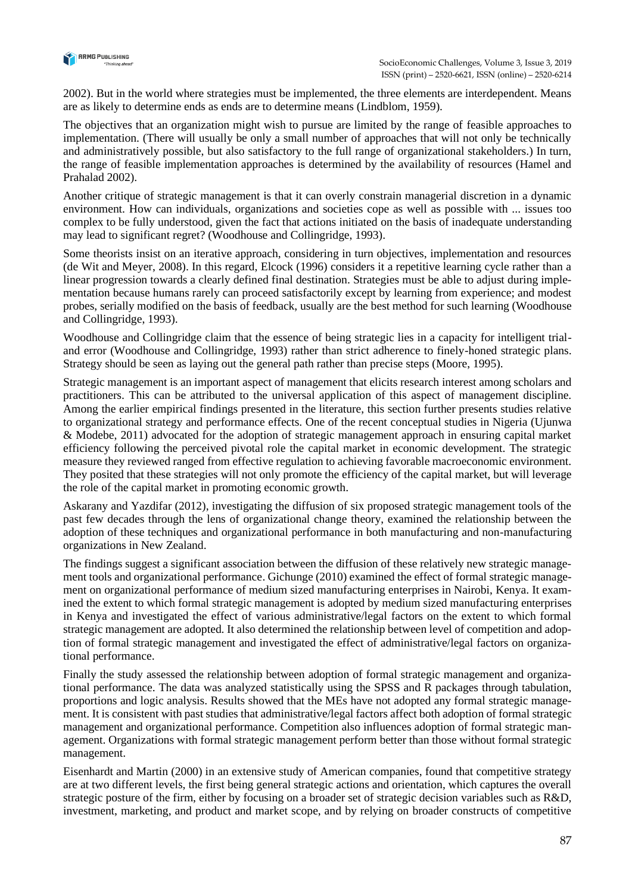2002). But in the world where strategies must be implemented, the three elements are interdependent. Means are as likely to determine ends as ends are to determine means (Lindblom, 1959).

The objectives that an organization might wish to pursue are limited by the range of feasible approaches to implementation. (There will usually be only a small number of approaches that will not only be technically and administratively possible, but also satisfactory to the full range of organizational stakeholders.) In turn, the range of feasible implementation approaches is determined by the availability of resources (Hamel and Prahalad 2002).

Another critique of strategic management is that it can overly constrain managerial discretion in a dynamic environment. How can individuals, organizations and societies cope as well as possible with ... issues too complex to be fully understood, given the fact that actions initiated on the basis of inadequate understanding may lead to significant regret? (Woodhouse and Collingridge, 1993).

Some theorists insist on an iterative approach, considering in turn objectives, implementation and resources (de Wit and Meyer, 2008). In this regard, Elcock (1996) considers it a repetitive learning cycle rather than a linear progression towards a clearly defined final destination. Strategies must be able to adjust during implementation because humans rarely can proceed satisfactorily except by learning from experience; and modest probes, serially modified on the basis of feedback, usually are the best method for such learning (Woodhouse and Collingridge, 1993).

Woodhouse and Collingridge claim that the essence of being strategic lies in a capacity for intelligent trial-and error (Woodhouse and Collingridge, 1993) rather than strict adherence to finely-honed strategic plans. Strategy should be seen as laying out the general path rather than precise steps (Moore, 1995).

Strategic management is an important aspect of management that elicits research interest among scholars and practitioners. This can be attributed to the universal application of this aspect of management discipline. Among the earlier empirical findings presented in the literature, this section further presents studies relative to organizational strategy and performance effects. One of the recent conceptual studies in Nigeria (Ujunwa & Modebe, 2011) advocated for the adoption of strategic management approach in ensuring capital market efficiency following the perceived pivotal role the capital market in economic development. The strategic measure they reviewed ranged from effective regulation to achieving favorable macroeconomic environment. They posited that these strategies will not only promote the efficiency of the capital market, but will leverage the role of the capital market in promoting economic growth.

Askarany and Yazdifar (2012), investigating the diffusion of six proposed strategic management tools of the past few decades through the lens of organizational change theory, examined the relationship between the adoption of these techniques and organizational performance in both manufacturing and non-manufacturing organizations in New Zealand.

The findings suggest a significant association between the diffusion of these relatively new strategic management tools and organizational performance. Gichunge (2010) examined the effect of formal strategic management on organizational performance of medium sized manufacturing enterprises in Nairobi, Kenya. It examined the extent to which formal strategic management is adopted by medium sized manufacturing enterprises in Kenya and investigated the effect of various administrative/legal factors on the extent to which formal strategic management are adopted. It also determined the relationship between level of competition and adoption of formal strategic management and investigated the effect of administrative/legal factors on organizational performance.

Finally the study assessed the relationship between adoption of formal strategic management and organizational performance. The data was analyzed statistically using the SPSS and R packages through tabulation, proportions and logic analysis. Results showed that the MEs have not adopted any formal strategic management. It is consistent with past studies that administrative/legal factors affect both adoption of formal strategic management and organizational performance. Competition also influences adoption of formal strategic management. Organizations with formal strategic management perform better than those without formal strategic management.

Eisenhardt and Martin (2000) in an extensive study of American companies, found that competitive strategy are at two different levels, the first being general strategic actions and orientation, which captures the overall strategic posture of the firm, either by focusing on a broader set of strategic decision variables such as R&D, investment, marketing, and product and market scope, and by relying on broader constructs of competitive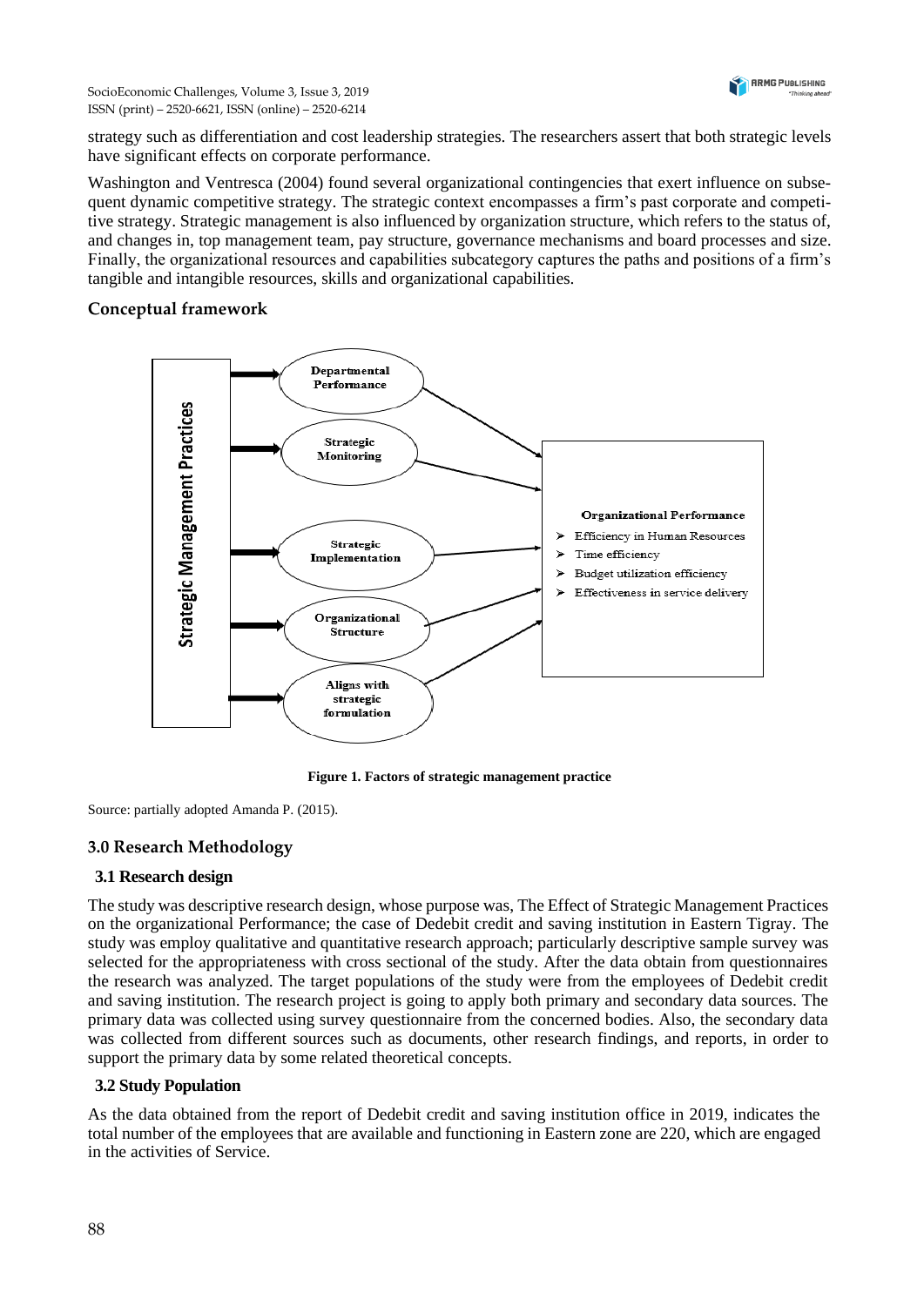strategy such as differentiation and cost leadership strategies. The researchers assert that both strategic levels have significant effects on corporate performance.

Washington and Ventresca (2004) found several organizational contingencies that exert influence on subsequent dynamic competitive strategy. The strategic context encompasses a firm's past corporate and competitive strategy. Strategic management is also influenced by organization structure, which refers to the status of, and changes in, top management team, pay structure, governance mechanisms and board processes and size. Finally, the organizational resources and capabilities subcategory captures the paths and positions of a firm's tangible and intangible resources, skills and organizational capabilities.

## Conceptual framework

Strategic Management Practices

- Departmental Performance
- Strategic Monitoring
- Strategic Implementation
- Organizational Structure
- Aligns with strategic formulation

Organizational Performance

- Efficiency in Human Resources
- Time efficiency
- Budget utilization efficiency
- Effectiveness in service delivery

**Figure 1. Factors of strategic management practice**

Source: partially adopted Amanda P. (2015).

## 3.0 Research Methodology

### 3.1 Research design

The study was descriptive research design, whose purpose was, The Effect of Strategic Management Practices on the organizational Performance; the case of Dedebit credit and saving institution in Eastern Tigray. The study was employ qualitative and quantitative research approach; particularly descriptive sample survey was selected for the appropriateness with cross sectional of the study. After the data obtain from questionnaires the research was analyzed. The target populations of the study were from the employees of Dedebit credit and saving institution. The research project is going to apply both primary and secondary data sources. The primary data was collected using survey questionnaire from the concerned bodies. Also, the secondary data was collected from different sources such as documents, other research findings, and reports, in order to support the primary data by some related theoretical concepts.

### 3.2 Study Population

As the data obtained from the report of Dedebit credit and saving institution office in 2019, indicates the total number of the employees that are available and functioning in Eastern zone are 220, which are engaged in the activities of Service.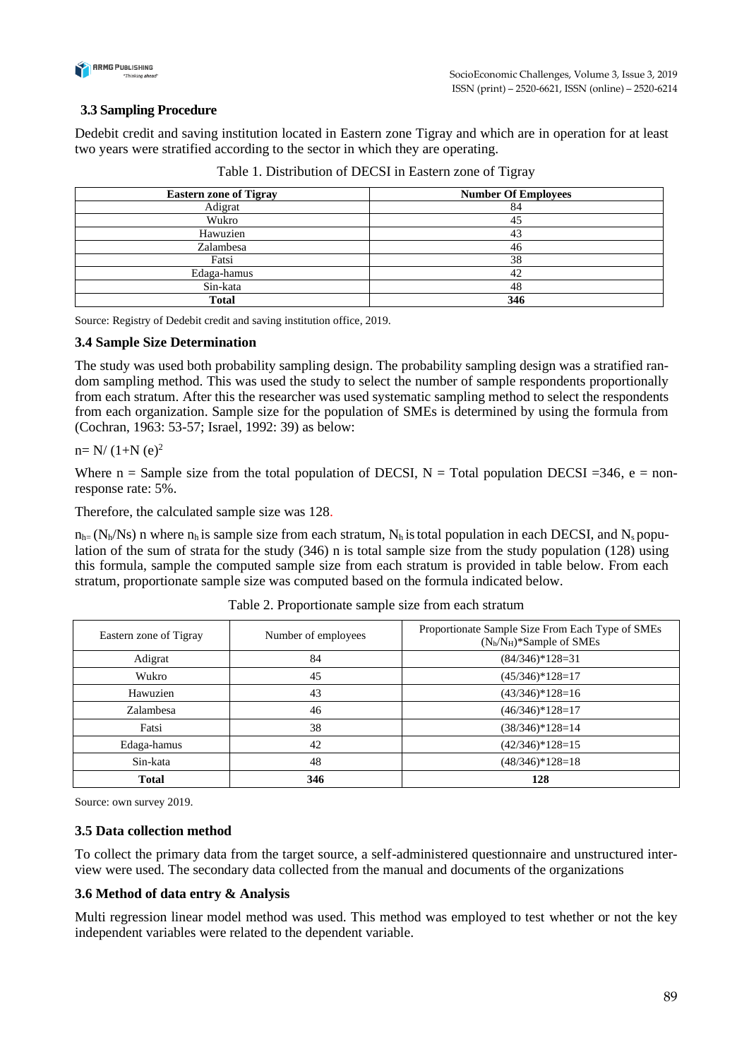### 3.3 Sampling Procedure

Dedebit credit and saving institution located in Eastern zone Tigray and which are in operation for at least two years were stratified according to the sector in which they are operating.

Table 1. Distribution of DECSI in Eastern zone of Tigray

| Eastern zone of Tigray | Number Of Employees |
|---|---|
| Adigrat | 84 |
| Wukro | 45 |
| Hawuzien | 43 |
| Zalambesa | 46 |
| Fatsi | 38 |
| Edaga-hamus | 42 |
| Sin-kata | 48 |
| **Total** | **346** |

Source: Registry of Dedebit credit and saving institution office, 2019.

### 3.4 Sample Size Determination

The study was used both probability sampling design. The probability sampling design was a stratified random sampling method. This was used the study to select the number of sample respondents proportionally from each stratum. After this the researcher was used systematic sampling method to select the respondents from each organization. Sample size for the population of SMEs is determined by using the formula from (Cochran, 1963: 53-57; Israel, 1992: 39) as below:

$n= N/ (1+N (e)^2$

Where n = Sample size from the total population of DECSI, N = Total population DECSI =346, e = non-response rate: 5%.

Therefore, the calculated sample size was 128.

$n_{h=} (N_h/Ns)\ n$ where $n_h$ is sample size from each stratum, $N_h$ is total population in each DECSI, and $N_s$ population of the sum of strata for the study (346) n is total sample size from the study population (128) using this formula, sample the computed sample size from each stratum is provided in table below. From each stratum, proportionate sample size was computed based on the formula indicated below.

Table 2. Proportionate sample size from each stratum

| Eastern zone of Tigray | Number of employees | Proportionate Sample Size From Each Type of SMEs $(N_h/N_H)$*Sample of SMEs |
|---|---|---|
| Adigrat | 84 | (84/346)*128=31 |
| Wukro | 45 | (45/346)*128=17 |
| Hawuzien | 43 | (43/346)*128=16 |
| Zalambesa | 46 | (46/346)*128=17 |
| Fatsi | 38 | (38/346)*128=14 |
| Edaga-hamus | 42 | (42/346)*128=15 |
| Sin-kata | 48 | (48/346)*128=18 |
| **Total** | **346** | **128** |

Source: own survey 2019.

### 3.5 Data collection method

To collect the primary data from the target source, a self-administered questionnaire and unstructured interview were used. The secondary data collected from the manual and documents of the organizations

### 3.6 Method of data entry & Analysis

Multi regression linear model method was used. This method was employed to test whether or not the key independent variables were related to the dependent variable.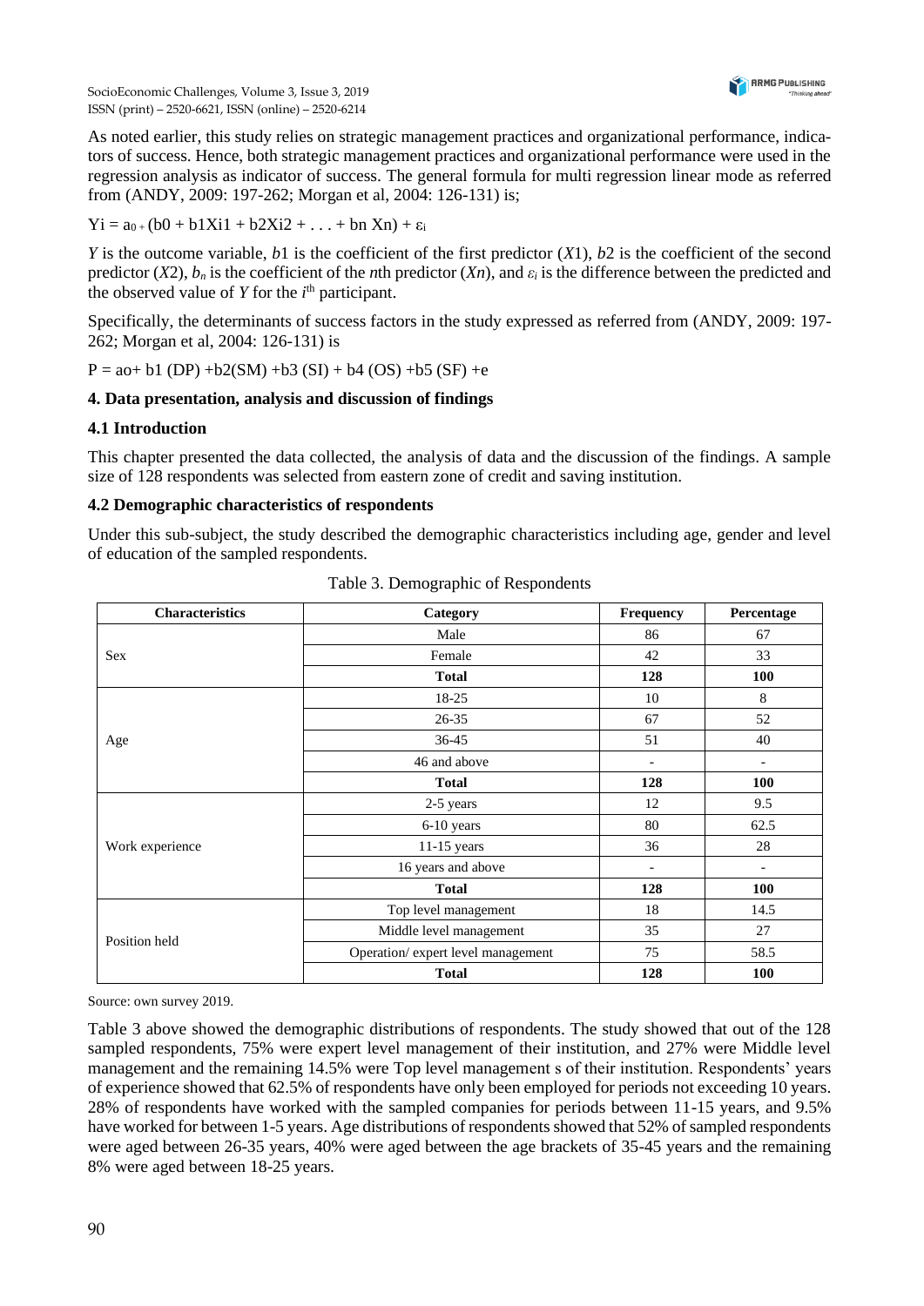As noted earlier, this study relies on strategic management practices and organizational performance, indicators of success. Hence, both strategic management practices and organizational performance were used in the regression analysis as indicator of success. The general formula for multi regression linear mode as referred from (ANDY, 2009: 197-262; Morgan et al, 2004: 126-131) is;

$$Yi = a_0 + (b0 + b1Xi1 + b2Xi2 + \ldots + bn\ Xn) + \varepsilon_i$$

*Y* is the outcome variable, *b*1 is the coefficient of the first predictor (*X*1), *b*2 is the coefficient of the second predictor (*X*2), $b_n$ is the coefficient of the *n*th predictor (*Xn*), and $\varepsilon_i$ is the difference between the predicted and the observed value of *Y* for the $i^{th}$ participant.

Specifically, the determinants of success factors in the study expressed as referred from (ANDY, 2009: 197-262; Morgan et al, 2004: 126-131) is

$$P = ao + b1\,(DP) + b2(SM) + b3\,(SI) + b4\,(OS) + b5\,(SF) + e$$

## 4. Data presentation, analysis and discussion of findings

### 4.1 Introduction

This chapter presented the data collected, the analysis of data and the discussion of the findings. A sample size of 128 respondents was selected from eastern zone of credit and saving institution.

### 4.2 Demographic characteristics of respondents

Under this sub-subject, the study described the demographic characteristics including age, gender and level of education of the sampled respondents.

Table 3. Demographic of Respondents

| Characteristics | Category | Frequency | Percentage |
|---|---|---|---|
| Sex | Male | 86 | 67 |
| | Female | 42 | 33 |
| | **Total** | **128** | **100** |
| Age | 18-25 | 10 | 8 |
| | 26-35 | 67 | 52 |
| | 36-45 | 51 | 40 |
| | 46 and above | - | - |
| | **Total** | **128** | **100** |
| Work experience | 2-5 years | 12 | 9.5 |
| | 6-10 years | 80 | 62.5 |
| | 11-15 years | 36 | 28 |
| | 16 years and above | - | - |
| | **Total** | **128** | **100** |
| Position held | Top level management | 18 | 14.5 |
| | Middle level management | 35 | 27 |
| | Operation/ expert level management | 75 | 58.5 |
| | **Total** | **128** | **100** |

Source: own survey 2019.

Table 3 above showed the demographic distributions of respondents. The study showed that out of the 128 sampled respondents, 75% were expert level management of their institution, and 27% were Middle level management and the remaining 14.5% were Top level management s of their institution. Respondents' years of experience showed that 62.5% of respondents have only been employed for periods not exceeding 10 years. 28% of respondents have worked with the sampled companies for periods between 11-15 years, and 9.5% have worked for between 1-5 years. Age distributions of respondents showed that 52% of sampled respondents were aged between 26-35 years, 40% were aged between the age brackets of 35-45 years and the remaining 8% were aged between 18-25 years.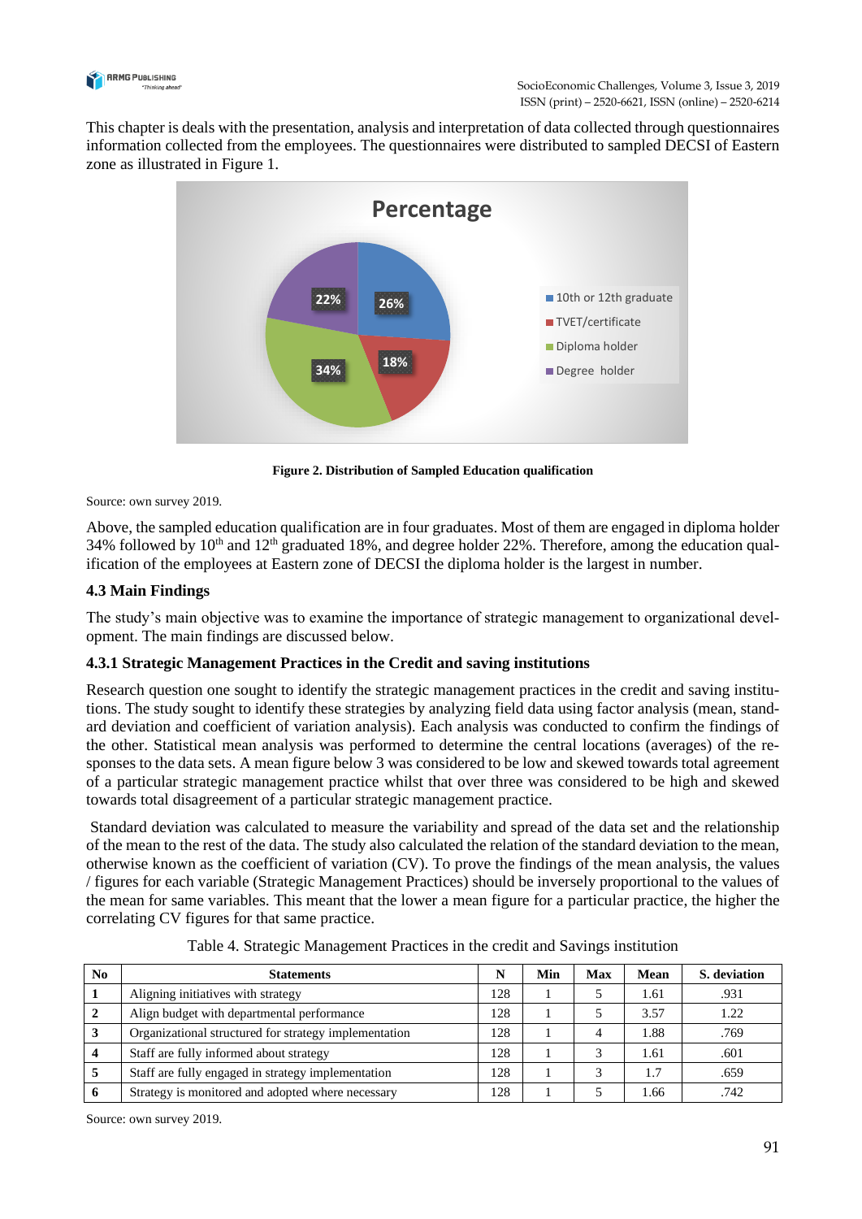This chapter is deals with the presentation, analysis and interpretation of data collected through questionnaires information collected from the employees. The questionnaires were distributed to sampled DECSI of Eastern zone as illustrated in Figure 1.

**Figure 2. Distribution of Sampled Education qualification**

Source: own survey 2019.

Above, the sampled education qualification are in four graduates. Most of them are engaged in diploma holder 34% followed by 10th and 12th graduated 18%, and degree holder 22%. Therefore, among the education qualification of the employees at Eastern zone of DECSI the diploma holder is the largest in number.

### 4.3 Main Findings

The study's main objective was to examine the importance of strategic management to organizational development. The main findings are discussed below.

#### 4.3.1 Strategic Management Practices in the Credit and saving institutions

Research question one sought to identify the strategic management practices in the credit and saving institutions. The study sought to identify these strategies by analyzing field data using factor analysis (mean, standard deviation and coefficient of variation analysis). Each analysis was conducted to confirm the findings of the other. Statistical mean analysis was performed to determine the central locations (averages) of the responses to the data sets. A mean figure below 3 was considered to be low and skewed towards total agreement of a particular strategic management practice whilst that over three was considered to be high and skewed towards total disagreement of a particular strategic management practice.

Standard deviation was calculated to measure the variability and spread of the data set and the relationship of the mean to the rest of the data. The study also calculated the relation of the standard deviation to the mean, otherwise known as the coefficient of variation (CV). To prove the findings of the mean analysis, the values / figures for each variable (Strategic Management Practices) should be inversely proportional to the values of the mean for same variables. This meant that the lower a mean figure for a particular practice, the higher the correlating CV figures for that same practice.

Table 4. Strategic Management Practices in the credit and Savings institution

| No | Statements | N | Min | Max | Mean | S. deviation |
|---|---|---|---|---|---|---|
| 1 | Aligning initiatives with strategy | 128 | 1 | 5 | 1.61 | .931 |
| 2 | Align budget with departmental performance | 128 | 1 | 5 | 3.57 | 1.22 |
| 3 | Organizational structured for strategy implementation | 128 | 1 | 4 | 1.88 | .769 |
| 4 | Staff are fully informed about strategy | 128 | 1 | 3 | 1.61 | .601 |
| 5 | Staff are fully engaged in strategy implementation | 128 | 1 | 3 | 1.7 | .659 |
| 6 | Strategy is monitored and adopted where necessary | 128 | 1 | 5 | 1.66 | .742 |

Source: own survey 2019.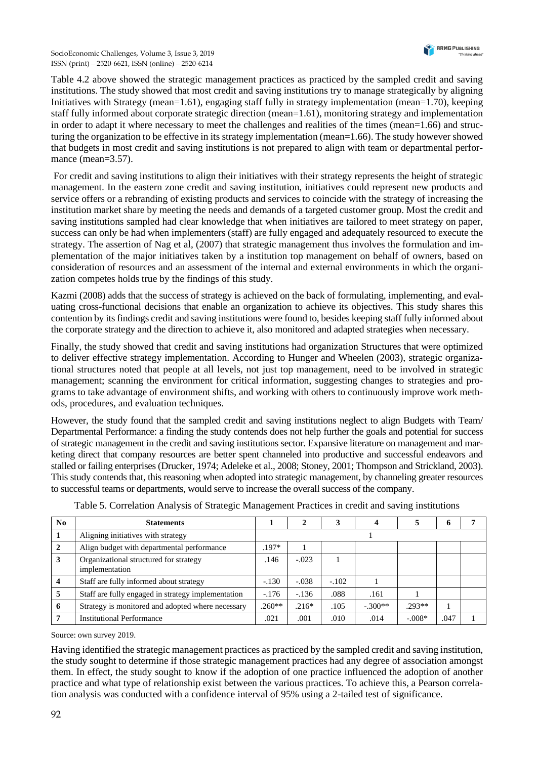Table 4.2 above showed the strategic management practices as practiced by the sampled credit and saving institutions. The study showed that most credit and saving institutions try to manage strategically by aligning Initiatives with Strategy (mean=1.61), engaging staff fully in strategy implementation (mean=1.70), keeping staff fully informed about corporate strategic direction (mean=1.61), monitoring strategy and implementation in order to adapt it where necessary to meet the challenges and realities of the times (mean=1.66) and structuring the organization to be effective in its strategy implementation (mean=1.66). The study however showed that budgets in most credit and saving institutions is not prepared to align with team or departmental performance (mean=3.57).

For credit and saving institutions to align their initiatives with their strategy represents the height of strategic management. In the eastern zone credit and saving institution, initiatives could represent new products and service offers or a rebranding of existing products and services to coincide with the strategy of increasing the institution market share by meeting the needs and demands of a targeted customer group. Most the credit and saving institutions sampled had clear knowledge that when initiatives are tailored to meet strategy on paper, success can only be had when implementers (staff) are fully engaged and adequately resourced to execute the strategy. The assertion of Nag et al, (2007) that strategic management thus involves the formulation and implementation of the major initiatives taken by a institution top management on behalf of owners, based on consideration of resources and an assessment of the internal and external environments in which the organization competes holds true by the findings of this study.

Kazmi (2008) adds that the success of strategy is achieved on the back of formulating, implementing, and evaluating cross-functional decisions that enable an organization to achieve its objectives. This study shares this contention by its findings credit and saving institutions were found to, besides keeping staff fully informed about the corporate strategy and the direction to achieve it, also monitored and adapted strategies when necessary.

Finally, the study showed that credit and saving institutions had organization Structures that were optimized to deliver effective strategy implementation. According to Hunger and Wheelen (2003), strategic organizational structures noted that people at all levels, not just top management, need to be involved in strategic management; scanning the environment for critical information, suggesting changes to strategies and programs to take advantage of environment shifts, and working with others to continuously improve work methods, procedures, and evaluation techniques.

However, the study found that the sampled credit and saving institutions neglect to align Budgets with Team/ Departmental Performance: a finding the study contends does not help further the goals and potential for success of strategic management in the credit and saving institutions sector. Expansive literature on management and marketing direct that company resources are better spent channeled into productive and successful endeavors and stalled or failing enterprises (Drucker, 1974; Adeleke et al., 2008; Stoney, 2001; Thompson and Strickland, 2003). This study contends that, this reasoning when adopted into strategic management, by channeling greater resources to successful teams or departments, would serve to increase the overall success of the company.

Table 5. Correlation Analysis of Strategic Management Practices in credit and saving institutions

| No | Statements | 1 | 2 | 3 | 4 | 5 | 6 | 7 |
|---|---|---|---|---|---|---|---|---|
| 1 | Aligning initiatives with strategy | | | | 1 | | | |
| 2 | Align budget with departmental performance | .197* | 1 | | | | | |
| 3 | Organizational structured for strategy implementation | .146 | -.023 | 1 | | | | |
| 4 | Staff are fully informed about strategy | -.130 | -.038 | -.102 | 1 | | | |
| 5 | Staff are fully engaged in strategy implementation | -.176 | -.136 | .088 | .161 | 1 | | |
| 6 | Strategy is monitored and adopted where necessary | .260** | .216* | .105 | -.300** | .293** | 1 | |
| 7 | Institutional Performance | .021 | .001 | .010 | .014 | -.008* | .047 | 1 |

Source: own survey 2019.

Having identified the strategic management practices as practiced by the sampled credit and saving institution, the study sought to determine if those strategic management practices had any degree of association amongst them. In effect, the study sought to know if the adoption of one practice influenced the adoption of another practice and what type of relationship exist between the various practices. To achieve this, a Pearson correlation analysis was conducted with a confidence interval of 95% using a 2-tailed test of significance.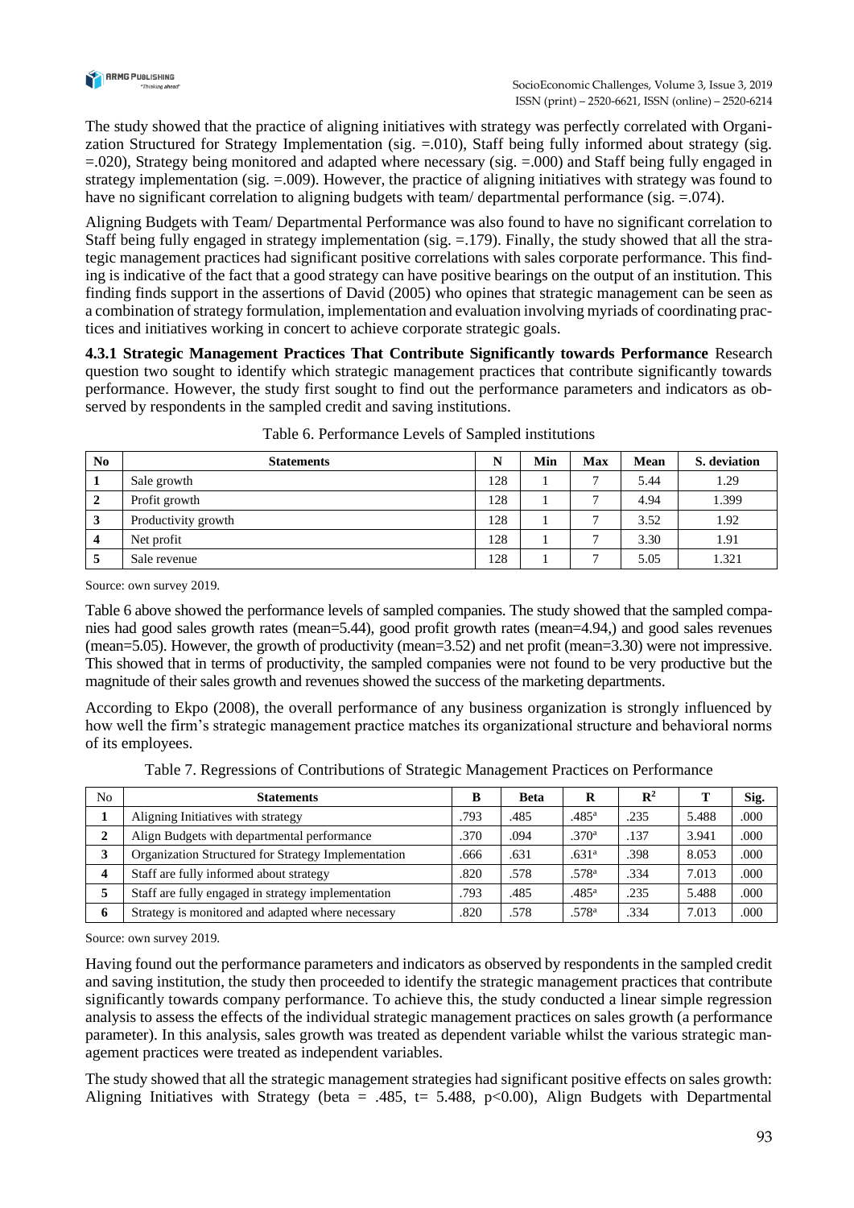The study showed that the practice of aligning initiatives with strategy was perfectly correlated with Organization Structured for Strategy Implementation (sig. =.010), Staff being fully informed about strategy (sig. =.020), Strategy being monitored and adapted where necessary (sig. =.000) and Staff being fully engaged in strategy implementation (sig. =.009). However, the practice of aligning initiatives with strategy was found to have no significant correlation to aligning budgets with team/ departmental performance (sig. =.074).

Aligning Budgets with Team/ Departmental Performance was also found to have no significant correlation to Staff being fully engaged in strategy implementation (sig. =.179). Finally, the study showed that all the strategic management practices had significant positive correlations with sales corporate performance. This finding is indicative of the fact that a good strategy can have positive bearings on the output of an institution. This finding finds support in the assertions of David (2005) who opines that strategic management can be seen as a combination of strategy formulation, implementation and evaluation involving myriads of coordinating practices and initiatives working in concert to achieve corporate strategic goals.

**4.3.1 Strategic Management Practices That Contribute Significantly towards Performance** Research question two sought to identify which strategic management practices that contribute significantly towards performance. However, the study first sought to find out the performance parameters and indicators as observed by respondents in the sampled credit and saving institutions.

Table 6. Performance Levels of Sampled institutions

| No | Statements | N | Min | Max | Mean | S. deviation |
|---|---|---|---|---|---|---|
| 1 | Sale growth | 128 | 1 | 7 | 5.44 | 1.29 |
| 2 | Profit growth | 128 | 1 | 7 | 4.94 | 1.399 |
| 3 | Productivity growth | 128 | 1 | 7 | 3.52 | 1.92 |
| 4 | Net profit | 128 | 1 | 7 | 3.30 | 1.91 |
| 5 | Sale revenue | 128 | 1 | 7 | 5.05 | 1.321 |

Source: own survey 2019.

Table 6 above showed the performance levels of sampled companies. The study showed that the sampled companies had good sales growth rates (mean=5.44), good profit growth rates (mean=4.94,) and good sales revenues (mean=5.05). However, the growth of productivity (mean=3.52) and net profit (mean=3.30) were not impressive. This showed that in terms of productivity, the sampled companies were not found to be very productive but the magnitude of their sales growth and revenues showed the success of the marketing departments.

According to Ekpo (2008), the overall performance of any business organization is strongly influenced by how well the firm's strategic management practice matches its organizational structure and behavioral norms of its employees.

Table 7. Regressions of Contributions of Strategic Management Practices on Performance

| No | Statements | B | Beta | R | $R^2$ | T | Sig. |
|---|---|---|---|---|---|---|---|
| 1 | Aligning Initiatives with strategy | .793 | .485 | .485[a] | .235 | 5.488 | .000 |
| 2 | Align Budgets with departmental performance | .370 | .094 | .370[a] | .137 | 3.941 | .000 |
| 3 | Organization Structured for Strategy Implementation | .666 | .631 | .631[a] | .398 | 8.053 | .000 |
| 4 | Staff are fully informed about strategy | .820 | .578 | .578[a] | .334 | 7.013 | .000 |
| 5 | Staff are fully engaged in strategy implementation | .793 | .485 | .485[a] | .235 | 5.488 | .000 |
| 6 | Strategy is monitored and adapted where necessary | .820 | .578 | .578[a] | .334 | 7.013 | .000 |

Source: own survey 2019.

Having found out the performance parameters and indicators as observed by respondents in the sampled credit and saving institution, the study then proceeded to identify the strategic management practices that contribute significantly towards company performance. To achieve this, the study conducted a linear simple regression analysis to assess the effects of the individual strategic management practices on sales growth (a performance parameter). In this analysis, sales growth was treated as dependent variable whilst the various strategic management practices were treated as independent variables.

The study showed that all the strategic management strategies had significant positive effects on sales growth: Aligning Initiatives with Strategy (beta = .485, t= 5.488, $p<0.00$), Align Budgets with Departmental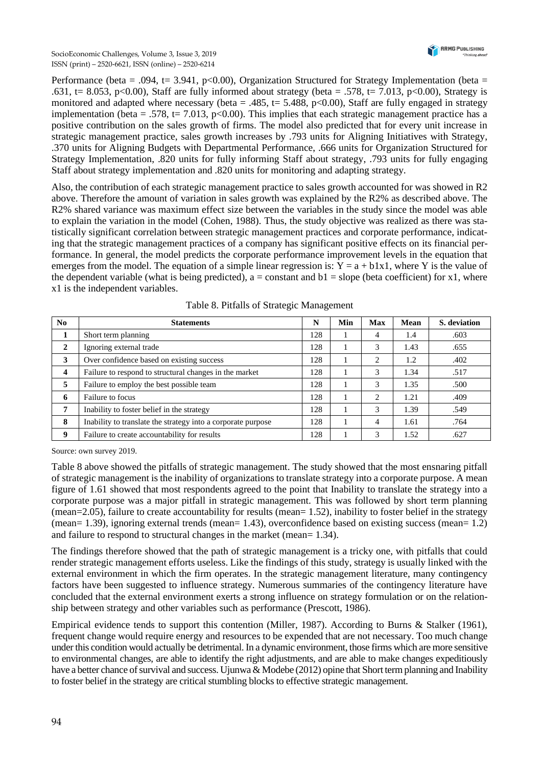Performance (beta = .094, t= 3.941, p<0.00), Organization Structured for Strategy Implementation (beta = .631, t= 8.053, p<0.00), Staff are fully informed about strategy (beta = .578, t= 7.013, p<0.00), Strategy is monitored and adapted where necessary (beta = .485, t= 5.488, p<0.00), Staff are fully engaged in strategy implementation (beta = .578, t= 7.013, p<0.00). This implies that each strategic management practice has a positive contribution on the sales growth of firms. The model also predicted that for every unit increase in strategic management practice, sales growth increases by .793 units for Aligning Initiatives with Strategy, .370 units for Aligning Budgets with Departmental Performance, .666 units for Organization Structured for Strategy Implementation, .820 units for fully informing Staff about strategy, .793 units for fully engaging Staff about strategy implementation and .820 units for monitoring and adapting strategy.

Also, the contribution of each strategic management practice to sales growth accounted for was showed in R2 above. Therefore the amount of variation in sales growth was explained by the R2% as described above. The R2% shared variance was maximum effect size between the variables in the study since the model was able to explain the variation in the model (Cohen, 1988). Thus, the study objective was realized as there was statistically significant correlation between strategic management practices and corporate performance, indicating that the strategic management practices of a company has significant positive effects on its financial performance. In general, the model predicts the corporate performance improvement levels in the equation that emerges from the model. The equation of a simple linear regression is: $Y = a + b1x1$, where Y is the value of the dependent variable (what is being predicted), a = constant and b1 = slope (beta coefficient) for x1, where x1 is the independent variables.

Table 8. Pitfalls of Strategic Management

| No | Statements | N | Min | Max | Mean | S. deviation |
|---|---|---|---|---|---|---|
| 1 | Short term planning | 128 | 1 | 4 | 1.4 | .603 |
| 2 | Ignoring external trade | 128 | 1 | 3 | 1.43 | .655 |
| 3 | Over confidence based on existing success | 128 | 1 | 2 | 1.2 | .402 |
| 4 | Failure to respond to structural changes in the market | 128 | 1 | 3 | 1.34 | .517 |
| 5 | Failure to employ the best possible team | 128 | 1 | 3 | 1.35 | .500 |
| 6 | Failure to focus | 128 | 1 | 2 | 1.21 | .409 |
| 7 | Inability to foster belief in the strategy | 128 | 1 | 3 | 1.39 | .549 |
| 8 | Inability to translate the strategy into a corporate purpose | 128 | 1 | 4 | 1.61 | .764 |
| 9 | Failure to create accountability for results | 128 | 1 | 3 | 1.52 | .627 |

Source: own survey 2019.

Table 8 above showed the pitfalls of strategic management. The study showed that the most ensnaring pitfall of strategic management is the inability of organizations to translate strategy into a corporate purpose. A mean figure of 1.61 showed that most respondents agreed to the point that Inability to translate the strategy into a corporate purpose was a major pitfall in strategic management. This was followed by short term planning (mean=2.05), failure to create accountability for results (mean= 1.52), inability to foster belief in the strategy (mean= 1.39), ignoring external trends (mean= 1.43), overconfidence based on existing success (mean= 1.2) and failure to respond to structural changes in the market (mean= 1.34).

The findings therefore showed that the path of strategic management is a tricky one, with pitfalls that could render strategic management efforts useless. Like the findings of this study, strategy is usually linked with the external environment in which the firm operates. In the strategic management literature, many contingency factors have been suggested to influence strategy. Numerous summaries of the contingency literature have concluded that the external environment exerts a strong influence on strategy formulation or on the relationship between strategy and other variables such as performance (Prescott, 1986).

Empirical evidence tends to support this contention (Miller, 1987). According to Burns & Stalker (1961), frequent change would require energy and resources to be expended that are not necessary. Too much change under this condition would actually be detrimental. In a dynamic environment, those firms which are more sensitive to environmental changes, are able to identify the right adjustments, and are able to make changes expeditiously have a better chance of survival and success. Ujunwa & Modebe (2012) opine that Short term planning and Inability to foster belief in the strategy are critical stumbling blocks to effective strategic management.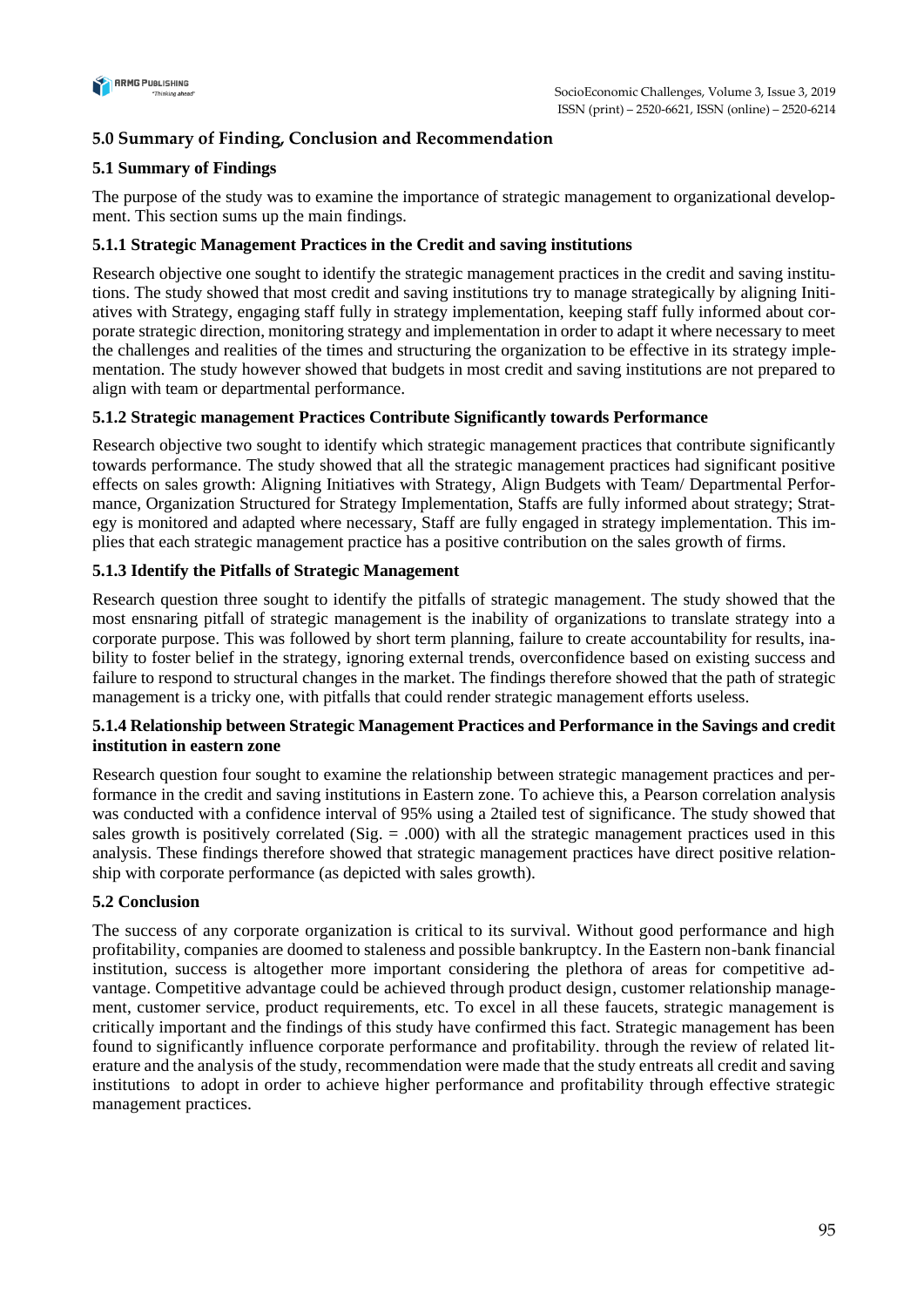## 5.0 Summary of Finding, Conclusion and Recommendation

### 5.1 Summary of Findings

The purpose of the study was to examine the importance of strategic management to organizational development. This section sums up the main findings.

#### 5.1.1 Strategic Management Practices in the Credit and saving institutions

Research objective one sought to identify the strategic management practices in the credit and saving institutions. The study showed that most credit and saving institutions try to manage strategically by aligning Initiatives with Strategy, engaging staff fully in strategy implementation, keeping staff fully informed about corporate strategic direction, monitoring strategy and implementation in order to adapt it where necessary to meet the challenges and realities of the times and structuring the organization to be effective in its strategy implementation. The study however showed that budgets in most credit and saving institutions are not prepared to align with team or departmental performance.

#### 5.1.2 Strategic management Practices Contribute Significantly towards Performance

Research objective two sought to identify which strategic management practices that contribute significantly towards performance. The study showed that all the strategic management practices had significant positive effects on sales growth: Aligning Initiatives with Strategy, Align Budgets with Team/ Departmental Performance, Organization Structured for Strategy Implementation, Staffs are fully informed about strategy; Strategy is monitored and adapted where necessary, Staff are fully engaged in strategy implementation. This implies that each strategic management practice has a positive contribution on the sales growth of firms.

#### 5.1.3 Identify the Pitfalls of Strategic Management

Research question three sought to identify the pitfalls of strategic management. The study showed that the most ensnaring pitfall of strategic management is the inability of organizations to translate strategy into a corporate purpose. This was followed by short term planning, failure to create accountability for results, inability to foster belief in the strategy, ignoring external trends, overconfidence based on existing success and failure to respond to structural changes in the market. The findings therefore showed that the path of strategic management is a tricky one, with pitfalls that could render strategic management efforts useless.

#### 5.1.4 Relationship between Strategic Management Practices and Performance in the Savings and credit institution in eastern zone

Research question four sought to examine the relationship between strategic management practices and performance in the credit and saving institutions in Eastern zone. To achieve this, a Pearson correlation analysis was conducted with a confidence interval of 95% using a 2tailed test of significance. The study showed that sales growth is positively correlated (Sig. = .000) with all the strategic management practices used in this analysis. These findings therefore showed that strategic management practices have direct positive relationship with corporate performance (as depicted with sales growth).

### 5.2 Conclusion

The success of any corporate organization is critical to its survival. Without good performance and high profitability, companies are doomed to staleness and possible bankruptcy. In the Eastern non-bank financial institution, success is altogether more important considering the plethora of areas for competitive advantage. Competitive advantage could be achieved through product design, customer relationship management, customer service, product requirements, etc. To excel in all these faucets, strategic management is critically important and the findings of this study have confirmed this fact. Strategic management has been found to significantly influence corporate performance and profitability. through the review of related literature and the analysis of the study, recommendation were made that the study entreats all credit and saving institutions to adopt in order to achieve higher performance and profitability through effective strategic management practices.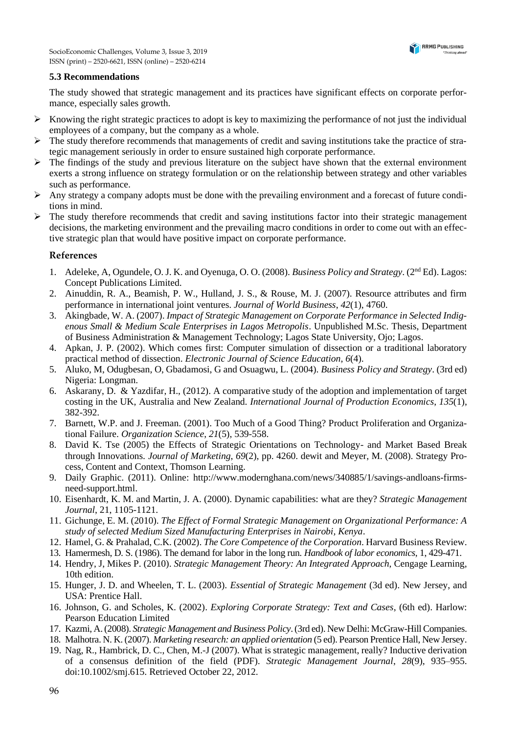### 5.3 Recommendations

The study showed that strategic management and its practices have significant effects on corporate performance, especially sales growth.

- Knowing the right strategic practices to adopt is key to maximizing the performance of not just the individual employees of a company, but the company as a whole.
- The study therefore recommends that managements of credit and saving institutions take the practice of strategic management seriously in order to ensure sustained high corporate performance.
- The findings of the study and previous literature on the subject have shown that the external environment exerts a strong influence on strategy formulation or on the relationship between strategy and other variables such as performance.
- Any strategy a company adopts must be done with the prevailing environment and a forecast of future conditions in mind.
- The study therefore recommends that credit and saving institutions factor into their strategic management decisions, the marketing environment and the prevailing macro conditions in order to come out with an effective strategic plan that would have positive impact on corporate performance.

## References

1. Adeleke, A, Ogundele, O. J. K. and Oyenuga, O. O. (2008). *Business Policy and Strategy*. (2nd Ed). Lagos: Concept Publications Limited.
2. Ainuddin, R. A., Beamish, P. W., Hulland, J. S., & Rouse, M. J. (2007). Resource attributes and firm performance in international joint ventures. *Journal of World Business*, *42*(1), 4760.
3. Akingbade, W. A. (2007). *Impact of Strategic Management on Corporate Performance in Selected Indigenous Small & Medium Scale Enterprises in Lagos Metropolis*. Unpublished M.Sc. Thesis, Department of Business Administration & Management Technology; Lagos State University, Ojo; Lagos.
4. Apkan, J. P. (2002). Which comes first: Computer simulation of dissection or a traditional laboratory practical method of dissection. *Electronic Journal of Science Education*, *6*(4).
5. Aluko, M, Odugbesan, O, Gbadamosi, G and Osuagwu, L. (2004). *Business Policy and Strategy*. (3rd ed) Nigeria: Longman.
6. Askarany, D. & Yazdifar, H., (2012). A comparative study of the adoption and implementation of target costing in the UK, Australia and New Zealand. *International Journal of Production Economics*, *135*(1), 382-392.
7. Barnett, W.P. and J. Freeman. (2001). Too Much of a Good Thing? Product Proliferation and Organizational Failure. *Organization Science*, *21*(5), 539-558.
8. David K. Tse (2005) the Effects of Strategic Orientations on Technology- and Market Based Break through Innovations. *Journal of Marketing*, *69*(2), pp. 4260. dewit and Meyer, M. (2008). Strategy Process, Content and Context, Thomson Learning.
9. Daily Graphic. (2011). Online: http://www.modernghana.com/news/340885/1/savings-andloans-firms-need-support.html.
10. Eisenhardt, K. M. and Martin, J. A. (2000). Dynamic capabilities: what are they? *Strategic Management Journal*, 21, 1105-1121.
11. Gichunge, E. M. (2010). *The Effect of Formal Strategic Management on Organizational Performance: A study of selected Medium Sized Manufacturing Enterprises in Nairobi, Kenya*.
12. Hamel, G. & Prahalad, C.K. (2002). *The Core Competence of the Corporation*. Harvard Business Review.
13. Hamermesh, D. S. (1986). The demand for labor in the long run. *Handbook of labor economics*, 1, 429-471.
14. Hendry, J, Mikes P. (2010). *Strategic Management Theory: An Integrated Approach*, Cengage Learning, 10th edition.
15. Hunger, J. D. and Wheelen, T. L. (2003). *Essential of Strategic Management* (3d ed). New Jersey, and USA: Prentice Hall.
16. Johnson, G. and Scholes, K. (2002). *Exploring Corporate Strategy: Text and Cases*, (6th ed). Harlow: Pearson Education Limited
17. Kazmi, A. (2008). *Strategic Management and Business Policy*. (3rd ed). New Delhi: McGraw-Hill Companies.
18. Malhotra. N. K. (2007). *Marketing research: an applied orientation* (5 ed). Pearson Prentice Hall, New Jersey.
19. Nag, R., Hambrick, D. C., Chen, M.-J (2007). What is strategic management, really? Inductive derivation of a consensus definition of the field (PDF). *Strategic Management Journal*, *28*(9), 935–955. doi:10.1002/smj.615. Retrieved October 22, 2012.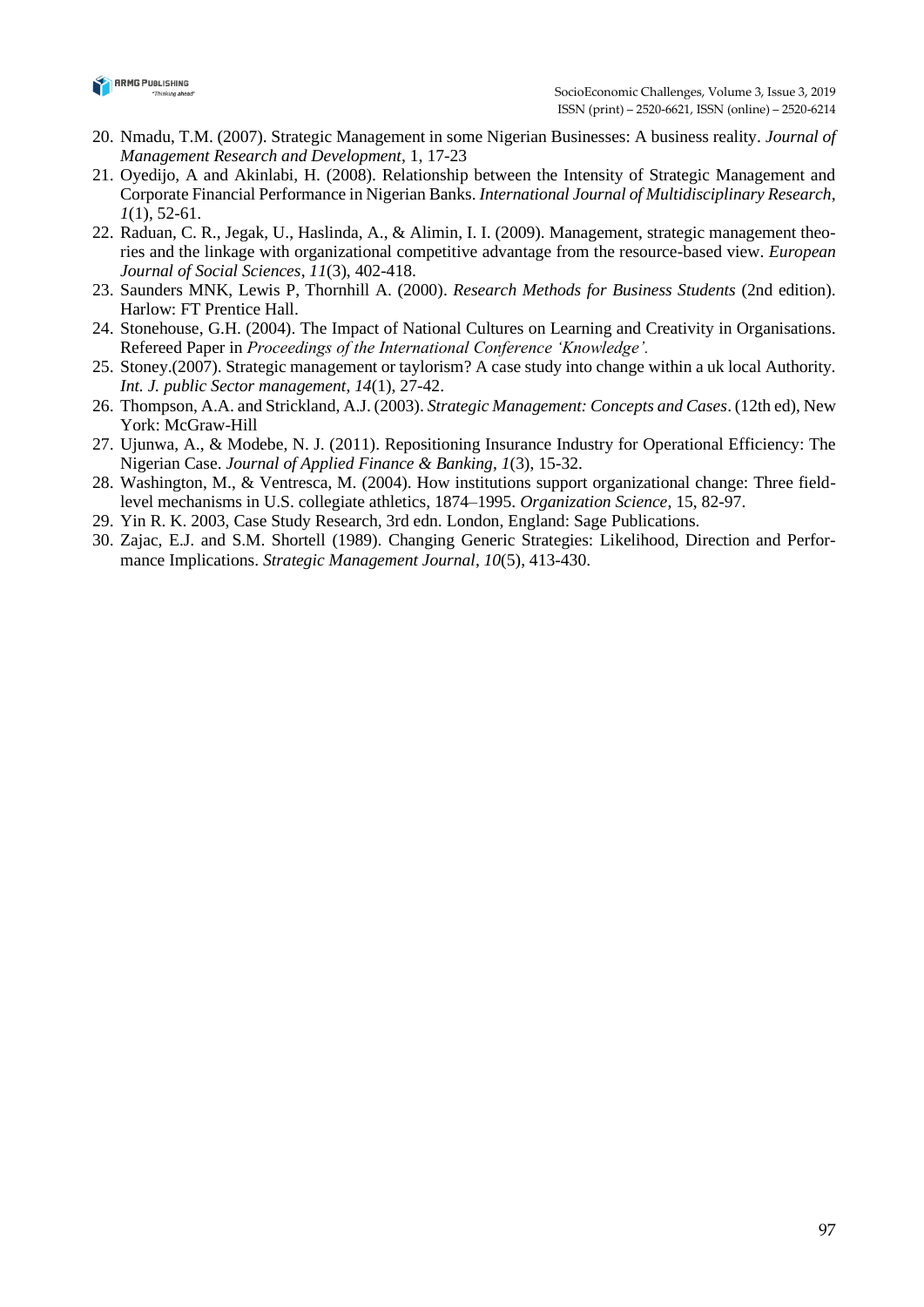20. Nmadu, T.M. (2007). Strategic Management in some Nigerian Businesses: A business reality. *Journal of Management Research and Development*, 1, 17-23
21. Oyedijo, A and Akinlabi, H. (2008). Relationship between the Intensity of Strategic Management and Corporate Financial Performance in Nigerian Banks. *International Journal of Multidisciplinary Research*, *1*(1), 52-61.
22. Raduan, C. R., Jegak, U., Haslinda, A., & Alimin, I. I. (2009). Management, strategic management theories and the linkage with organizational competitive advantage from the resource-based view. *European Journal of Social Sciences*, *11*(3), 402-418.
23. Saunders MNK, Lewis P, Thornhill A. (2000). *Research Methods for Business Students* (2nd edition). Harlow: FT Prentice Hall.
24. Stonehouse, G.H. (2004). The Impact of National Cultures on Learning and Creativity in Organisations. Refereed Paper in *Proceedings of the International Conference 'Knowledge'.*
25. Stoney.(2007). Strategic management or taylorism? A case study into change within a uk local Authority. *Int. J. public Sector management*, *14*(1), 27-42.
26. Thompson, A.A. and Strickland, A.J. (2003). *Strategic Management: Concepts and Cases*. (12th ed), New York: McGraw-Hill
27. Ujunwa, A., & Modebe, N. J. (2011). Repositioning Insurance Industry for Operational Efficiency: The Nigerian Case. *Journal of Applied Finance & Banking*, *1*(3), 15-32.
28. Washington, M., & Ventresca, M. (2004). How institutions support organizational change: Three field-level mechanisms in U.S. collegiate athletics, 1874–1995. *Organization Science*, 15, 82-97.
29. Yin R. K. 2003, Case Study Research, 3rd edn. London, England: Sage Publications.
30. Zajac, E.J. and S.M. Shortell (1989). Changing Generic Strategies: Likelihood, Direction and Performance Implications. *Strategic Management Journal*, *10*(5), 413-430.